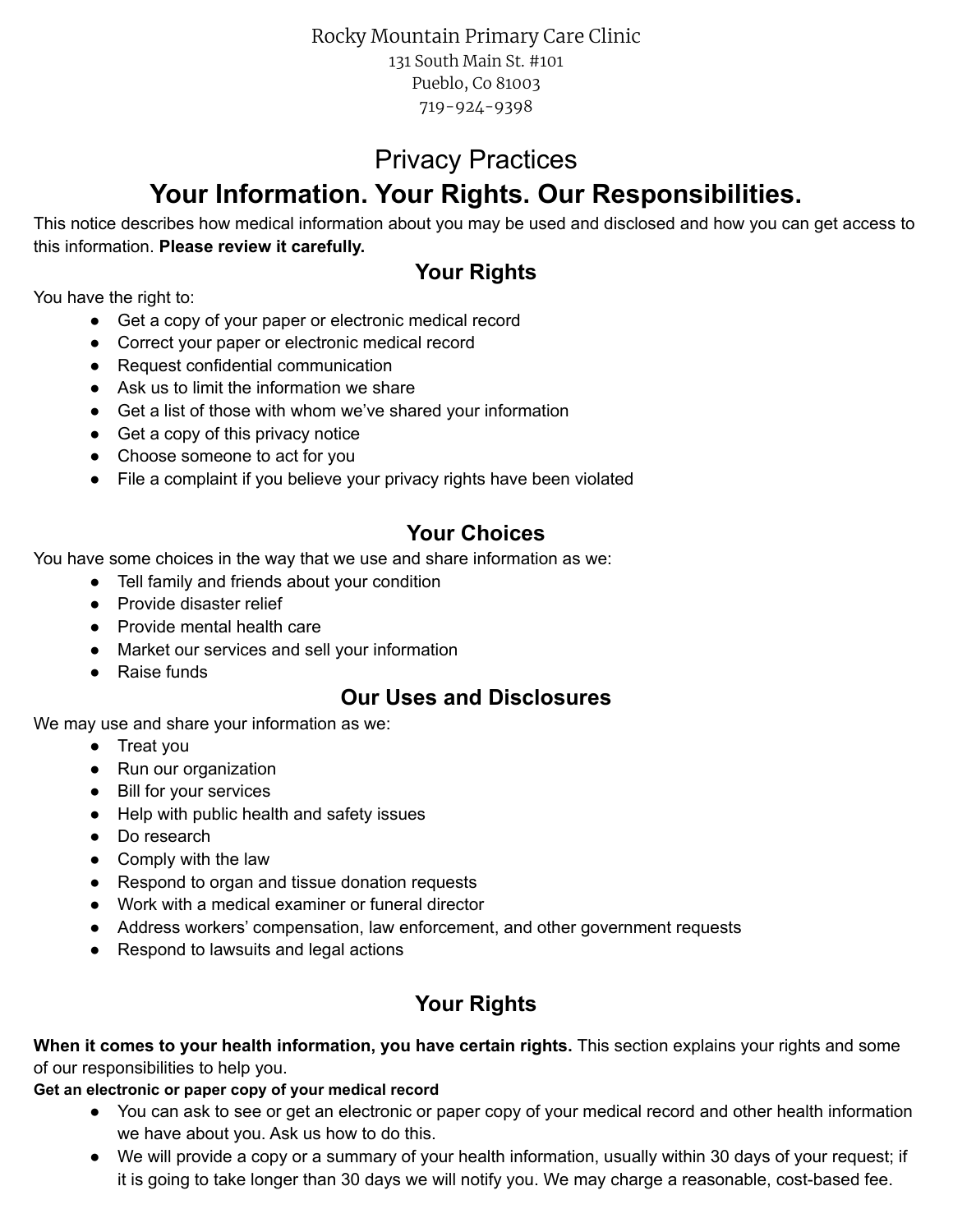Rocky Mountain Primary Care Clinic
131 South Main St. #101
Pueblo, Co 81003
719-924-9398

# Privacy Practices

# Your Information. Your Rights. Our Responsibilities.

This notice describes how medical information about you may be used and disclosed and how you can get access to this information. **Please review it carefully.**

## Your Rights

You have the right to:

- Get a copy of your paper or electronic medical record
- Correct your paper or electronic medical record
- Request confidential communication
- Ask us to limit the information we share
- Get a list of those with whom we've shared your information
- Get a copy of this privacy notice
- Choose someone to act for you
- File a complaint if you believe your privacy rights have been violated

## Your Choices

You have some choices in the way that we use and share information as we:

- Tell family and friends about your condition
- Provide disaster relief
- Provide mental health care
- Market our services and sell your information
- Raise funds

## Our Uses and Disclosures

We may use and share your information as we:

- Treat you
- Run our organization
- Bill for your services
- Help with public health and safety issues
- Do research
- Comply with the law
- Respond to organ and tissue donation requests
- Work with a medical examiner or funeral director
- Address workers' compensation, law enforcement, and other government requests
- Respond to lawsuits and legal actions

## Your Rights

**When it comes to your health information, you have certain rights.** This section explains your rights and some of our responsibilities to help you.

**Get an electronic or paper copy of your medical record**

- You can ask to see or get an electronic or paper copy of your medical record and other health information we have about you. Ask us how to do this.
- We will provide a copy or a summary of your health information, usually within 30 days of your request; if it is going to take longer than 30 days we will notify you. We may charge a reasonable, cost-based fee.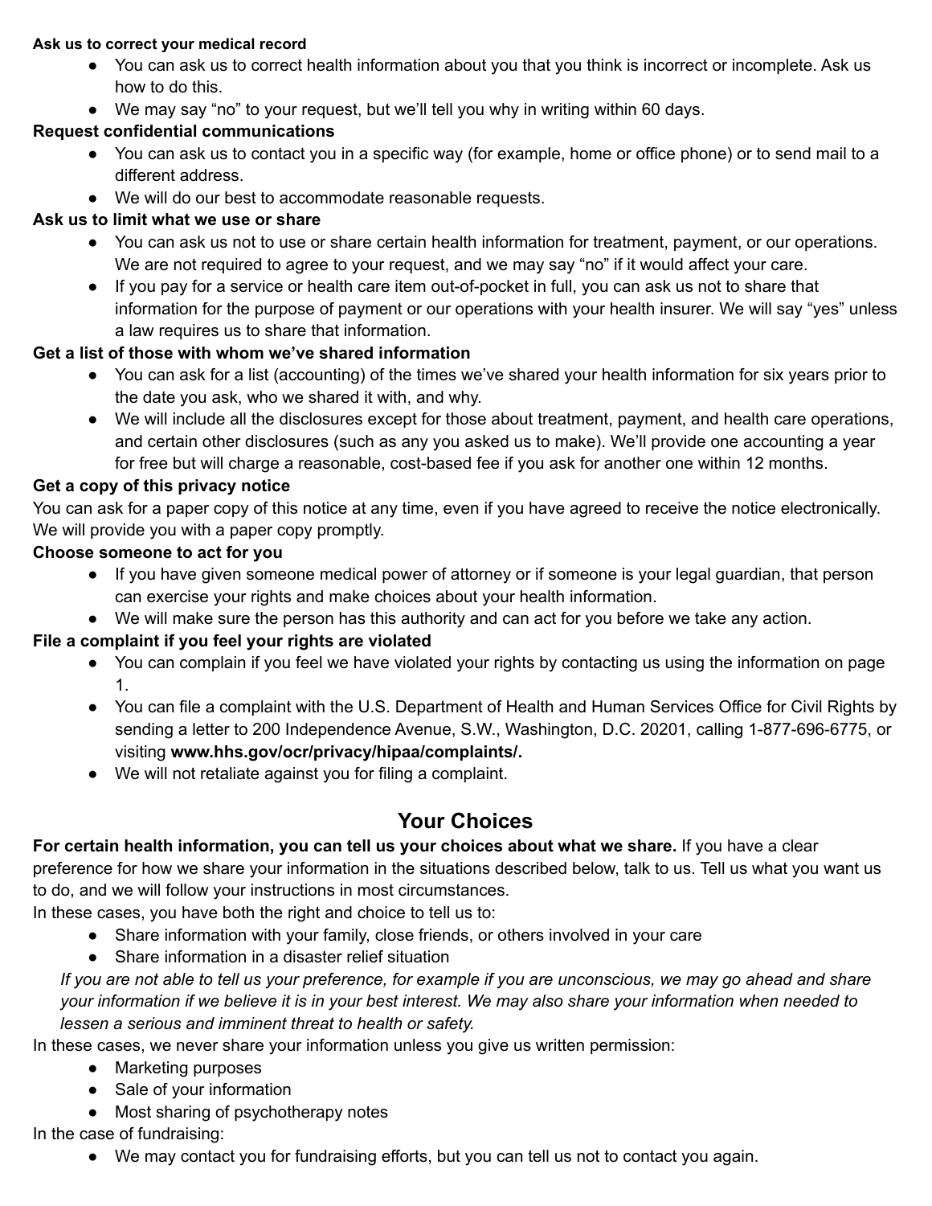**Ask us to correct your medical record**

- You can ask us to correct health information about you that you think is incorrect or incomplete. Ask us how to do this.
- We may say "no" to your request, but we'll tell you why in writing within 60 days.

**Request confidential communications**

- You can ask us to contact you in a specific way (for example, home or office phone) or to send mail to a different address.
- We will do our best to accommodate reasonable requests.

**Ask us to limit what we use or share**

- You can ask us not to use or share certain health information for treatment, payment, or our operations. We are not required to agree to your request, and we may say "no" if it would affect your care.
- If you pay for a service or health care item out-of-pocket in full, you can ask us not to share that information for the purpose of payment or our operations with your health insurer. We will say "yes" unless a law requires us to share that information.

**Get a list of those with whom we've shared information**

- You can ask for a list (accounting) of the times we've shared your health information for six years prior to the date you ask, who we shared it with, and why.
- We will include all the disclosures except for those about treatment, payment, and health care operations, and certain other disclosures (such as any you asked us to make). We'll provide one accounting a year for free but will charge a reasonable, cost-based fee if you ask for another one within 12 months.

**Get a copy of this privacy notice**

You can ask for a paper copy of this notice at any time, even if you have agreed to receive the notice electronically. We will provide you with a paper copy promptly.

**Choose someone to act for you**

- If you have given someone medical power of attorney or if someone is your legal guardian, that person can exercise your rights and make choices about your health information.
- We will make sure the person has this authority and can act for you before we take any action.

**File a complaint if you feel your rights are violated**

- You can complain if you feel we have violated your rights by contacting us using the information on page 1.
- You can file a complaint with the U.S. Department of Health and Human Services Office for Civil Rights by sending a letter to 200 Independence Avenue, S.W., Washington, D.C. 20201, calling 1-877-696-6775, or visiting **www.hhs.gov/ocr/privacy/hipaa/complaints/.**
- We will not retaliate against you for filing a complaint.

## Your Choices

**For certain health information, you can tell us your choices about what we share.** If you have a clear preference for how we share your information in the situations described below, talk to us. Tell us what you want us to do, and we will follow your instructions in most circumstances.

In these cases, you have both the right and choice to tell us to:

- Share information with your family, close friends, or others involved in your care
- Share information in a disaster relief situation

*If you are not able to tell us your preference, for example if you are unconscious, we may go ahead and share your information if we believe it is in your best interest. We may also share your information when needed to lessen a serious and imminent threat to health or safety.*

In these cases, we never share your information unless you give us written permission:

- Marketing purposes
- Sale of your information
- Most sharing of psychotherapy notes

In the case of fundraising:

- We may contact you for fundraising efforts, but you can tell us not to contact you again.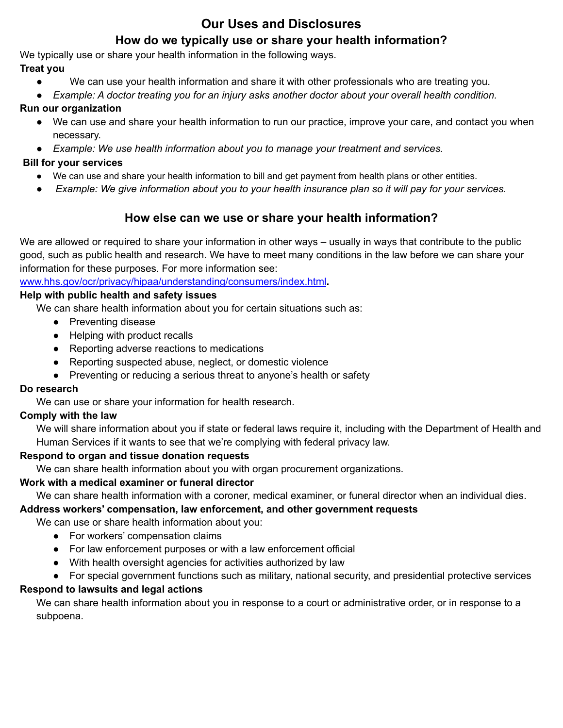# Our Uses and Disclosures

## How do we typically use or share your health information?

We typically use or share your health information in the following ways.

**Treat you**

- We can use your health information and share it with other professionals who are treating you.
- *Example: A doctor treating you for an injury asks another doctor about your overall health condition.*

**Run our organization**

- We can use and share your health information to run our practice, improve your care, and contact you when necessary.
- *Example: We use health information about you to manage your treatment and services.*

**Bill for your services**

- We can use and share your health information to bill and get payment from health plans or other entities.
- *Example: We give information about you to your health insurance plan so it will pay for your services.*

## How else can we use or share your health information?

We are allowed or required to share your information in other ways – usually in ways that contribute to the public good, such as public health and research. We have to meet many conditions in the law before we can share your information for these purposes. For more information see: [www.hhs.gov/ocr/privacy/hipaa/understanding/consumers/index.html](http://www.hhs.gov/ocr/privacy/hipaa/understanding/consumers/index.html).

**Help with public health and safety issues**

We can share health information about you for certain situations such as:

- Preventing disease
- Helping with product recalls
- Reporting adverse reactions to medications
- Reporting suspected abuse, neglect, or domestic violence
- Preventing or reducing a serious threat to anyone's health or safety

**Do research**

We can use or share your information for health research.

**Comply with the law**

We will share information about you if state or federal laws require it, including with the Department of Health and Human Services if it wants to see that we're complying with federal privacy law.

**Respond to organ and tissue donation requests**

We can share health information about you with organ procurement organizations.

**Work with a medical examiner or funeral director**

We can share health information with a coroner, medical examiner, or funeral director when an individual dies.

**Address workers' compensation, law enforcement, and other government requests**

We can use or share health information about you:

- For workers' compensation claims
- For law enforcement purposes or with a law enforcement official
- With health oversight agencies for activities authorized by law
- For special government functions such as military, national security, and presidential protective services

**Respond to lawsuits and legal actions**

We can share health information about you in response to a court or administrative order, or in response to a subpoena.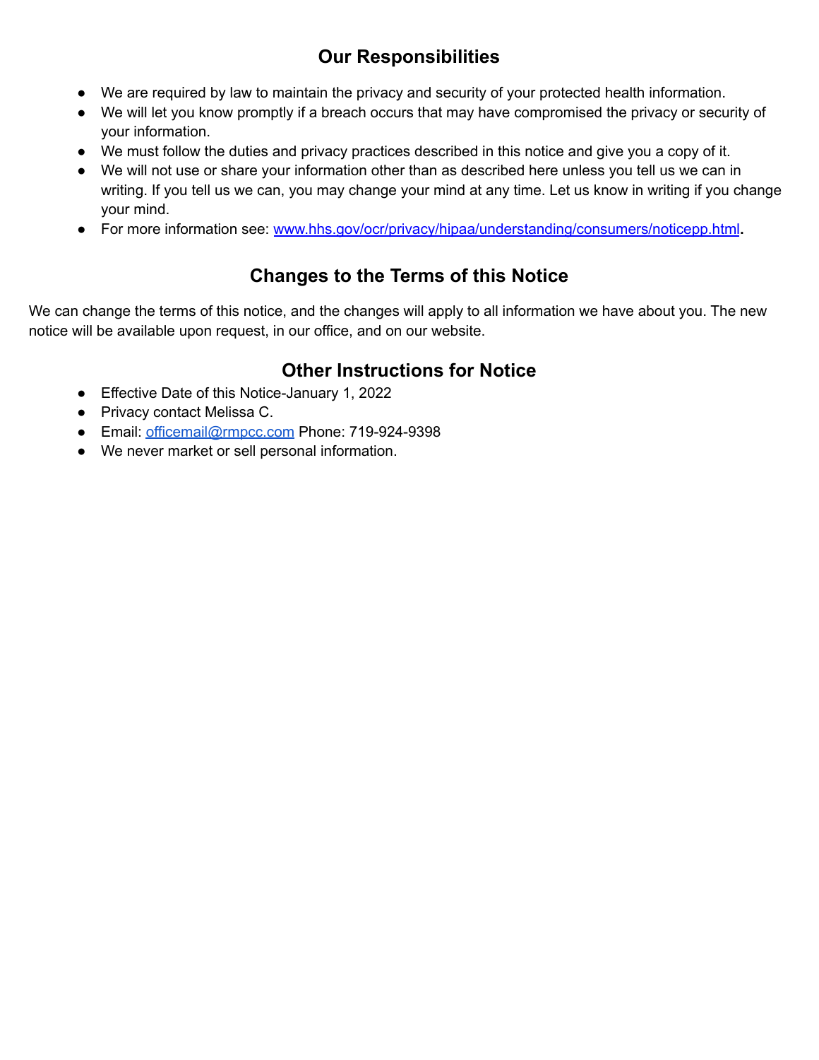## Our Responsibilities

- We are required by law to maintain the privacy and security of your protected health information.
- We will let you know promptly if a breach occurs that may have compromised the privacy or security of your information.
- We must follow the duties and privacy practices described in this notice and give you a copy of it.
- We will not use or share your information other than as described here unless you tell us we can in writing. If you tell us we can, you may change your mind at any time. Let us know in writing if you change your mind.
- For more information see: www.hhs.gov/ocr/privacy/hipaa/understanding/consumers/noticepp.html**.**

## Changes to the Terms of this Notice

We can change the terms of this notice, and the changes will apply to all information we have about you. The new notice will be available upon request, in our office, and on our website.

## Other Instructions for Notice

- Effective Date of this Notice-January 1, 2022
- Privacy contact Melissa C.
- Email: officemail@rmpcc.com Phone: 719-924-9398
- We never market or sell personal information.